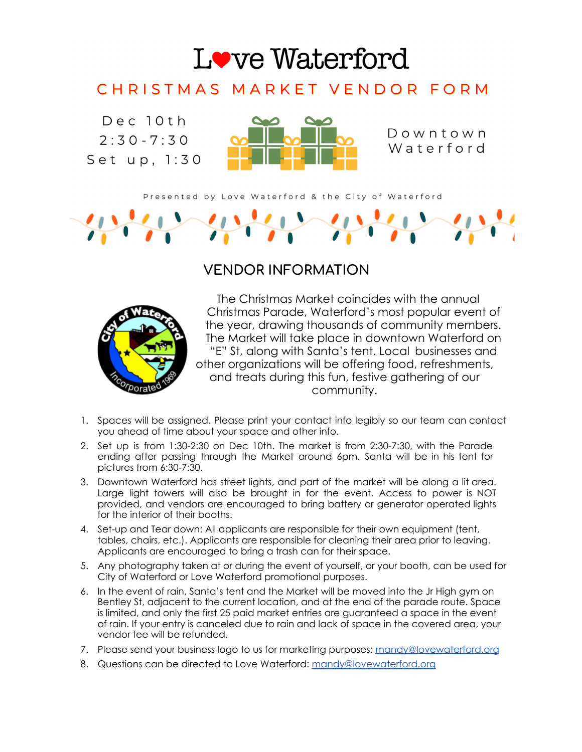# Love Waterford

## CHRISTMAS MARKET VENDOR FORM

Dec 10th
2:30-7:30
Set up, 1:30

Downtown Waterford

Presented by Love Waterford & the City of Waterford

## VENDOR INFORMATION

The Christmas Market coincides with the annual Christmas Parade, Waterford's most popular event of the year, drawing thousands of community members. The Market will take place in downtown Waterford on "E" St, along with Santa's tent. Local businesses and other organizations will be offering food, refreshments, and treats during this fun, festive gathering of our community.

1. Spaces will be assigned. Please print your contact info legibly so our team can contact you ahead of time about your space and other info.
2. Set up is from 1:30-2:30 on Dec 10th. The market is from 2:30-7:30, with the Parade ending after passing through the Market around 6pm. Santa will be in his tent for pictures from 6:30-7:30.
3. Downtown Waterford has street lights, and part of the market will be along a lit area. Large light towers will also be brought in for the event. Access to power is NOT provided, and vendors are encouraged to bring battery or generator operated lights for the interior of their booths.
4. Set-up and Tear down: All applicants are responsible for their own equipment (tent, tables, chairs, etc.). Applicants are responsible for cleaning their area prior to leaving. Applicants are encouraged to bring a trash can for their space.
5. Any photography taken at or during the event of yourself, or your booth, can be used for City of Waterford or Love Waterford promotional purposes.
6. In the event of rain, Santa's tent and the Market will be moved into the Jr High gym on Bentley St, adjacent to the current location, and at the end of the parade route. Space is limited, and only the first 25 paid market entries are guaranteed a space in the event of rain. If your entry is canceled due to rain and lack of space in the covered area, your vendor fee will be refunded.
7. Please send your business logo to us for marketing purposes: mandy@lovewaterford.org
8. Questions can be directed to Love Waterford: mandy@lovewaterford.org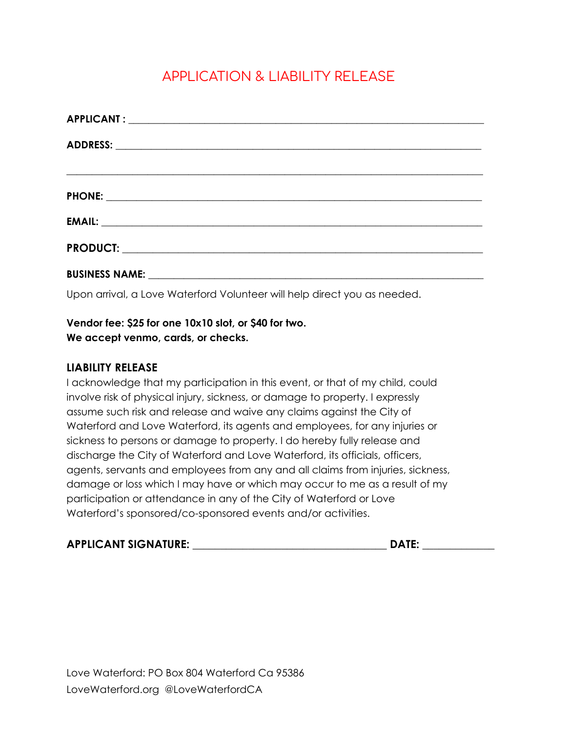# APPLICATION & LIABILITY RELEASE

**APPLICANT :** ____________________________________________________________________

**ADDRESS:** ______________________________________________________________________

___________________________________________________________________________________

**PHONE:** ________________________________________________________________________

**EMAIL:** ________________________________________________________________________

**PRODUCT:** ______________________________________________________________________

**BUSINESS NAME:** ________________________________________________________________

Upon arrival, a Love Waterford Volunteer will help direct you as needed.

**Vendor fee: $25 for one 10x10 slot, or $40 for two.**
**We accept venmo, cards, or checks.**

### LIABILITY RELEASE

I acknowledge that my participation in this event, or that of my child, could involve risk of physical injury, sickness, or damage to property. I expressly assume such risk and release and waive any claims against the City of Waterford and Love Waterford, its agents and employees, for any injuries or sickness to persons or damage to property. I do hereby fully release and discharge the City of Waterford and Love Waterford, its officials, officers, agents, servants and employees from any and all claims from injuries, sickness, damage or loss which I may have or which may occur to me as a result of my participation or attendance in any of the City of Waterford or Love Waterford's sponsored/co-sponsored events and/or activities.

**APPLICANT SIGNATURE:** ___________________________________ **DATE:** _____________

Love Waterford: PO Box 804 Waterford Ca 95386
LoveWaterford.org @LoveWaterfordCA